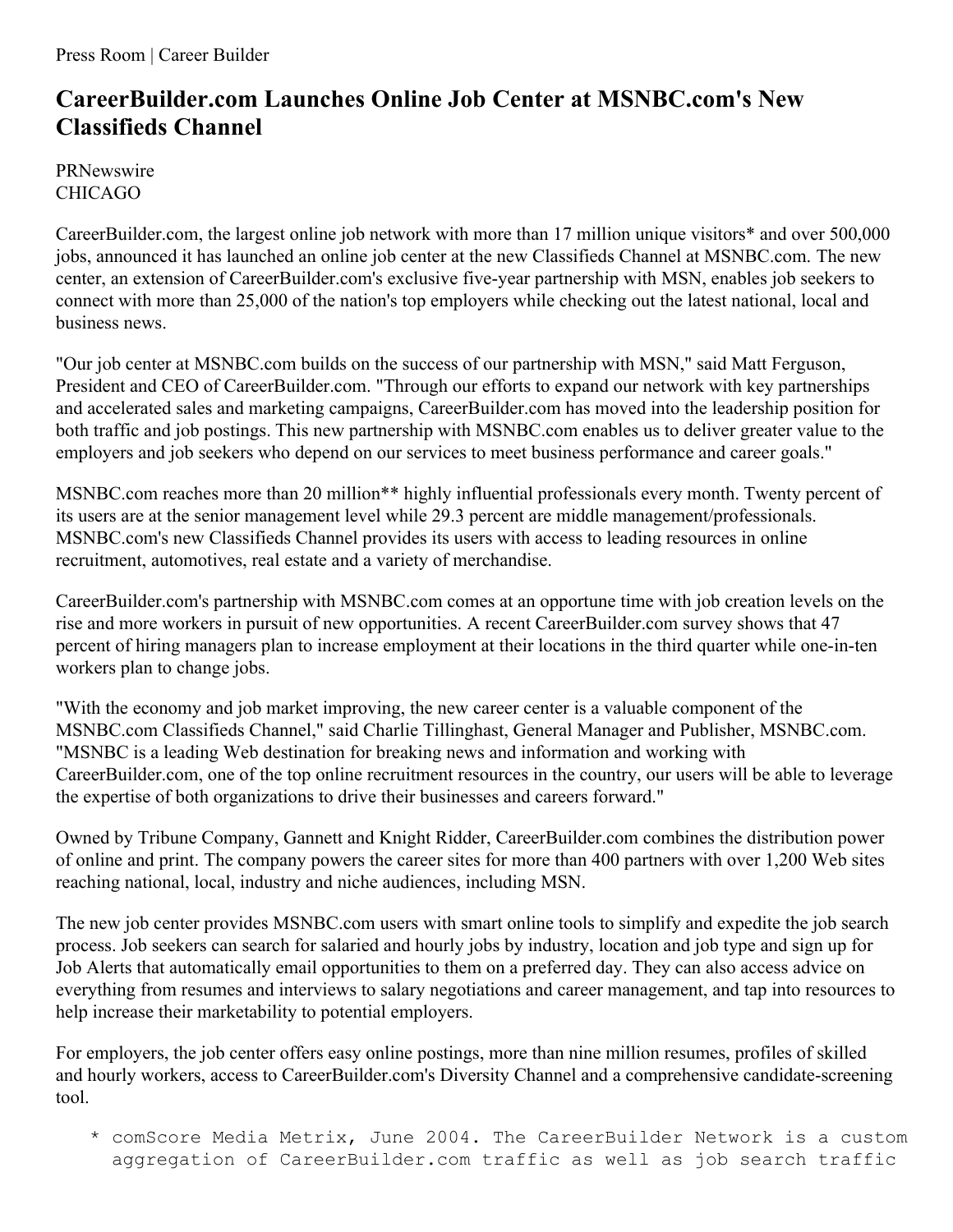Press Room | Career Builder

# CareerBuilder.com Launches Online Job Center at MSNBC.com's New Classifieds Channel

PRNewswire
CHICAGO

CareerBuilder.com, the largest online job network with more than 17 million unique visitors* and over 500,000 jobs, announced it has launched an online job center at the new Classifieds Channel at MSNBC.com. The new center, an extension of CareerBuilder.com's exclusive five-year partnership with MSN, enables job seekers to connect with more than 25,000 of the nation's top employers while checking out the latest national, local and business news.

"Our job center at MSNBC.com builds on the success of our partnership with MSN," said Matt Ferguson, President and CEO of CareerBuilder.com. "Through our efforts to expand our network with key partnerships and accelerated sales and marketing campaigns, CareerBuilder.com has moved into the leadership position for both traffic and job postings. This new partnership with MSNBC.com enables us to deliver greater value to the employers and job seekers who depend on our services to meet business performance and career goals."

MSNBC.com reaches more than 20 million** highly influential professionals every month. Twenty percent of its users are at the senior management level while 29.3 percent are middle management/professionals. MSNBC.com's new Classifieds Channel provides its users with access to leading resources in online recruitment, automotives, real estate and a variety of merchandise.

CareerBuilder.com's partnership with MSNBC.com comes at an opportune time with job creation levels on the rise and more workers in pursuit of new opportunities. A recent CareerBuilder.com survey shows that 47 percent of hiring managers plan to increase employment at their locations in the third quarter while one-in-ten workers plan to change jobs.

"With the economy and job market improving, the new career center is a valuable component of the MSNBC.com Classifieds Channel," said Charlie Tillinghast, General Manager and Publisher, MSNBC.com. "MSNBC is a leading Web destination for breaking news and information and working with CareerBuilder.com, one of the top online recruitment resources in the country, our users will be able to leverage the expertise of both organizations to drive their businesses and careers forward."

Owned by Tribune Company, Gannett and Knight Ridder, CareerBuilder.com combines the distribution power of online and print. The company powers the career sites for more than 400 partners with over 1,200 Web sites reaching national, local, industry and niche audiences, including MSN.

The new job center provides MSNBC.com users with smart online tools to simplify and expedite the job search process. Job seekers can search for salaried and hourly jobs by industry, location and job type and sign up for Job Alerts that automatically email opportunities to them on a preferred day. They can also access advice on everything from resumes and interviews to salary negotiations and career management, and tap into resources to help increase their marketability to potential employers.

For employers, the job center offers easy online postings, more than nine million resumes, profiles of skilled and hourly workers, access to CareerBuilder.com's Diversity Channel and a comprehensive candidate-screening tool.

```
* comScore Media Metrix, June 2004. The CareerBuilder Network is a custom
  aggregation of CareerBuilder.com traffic as well as job search traffic
```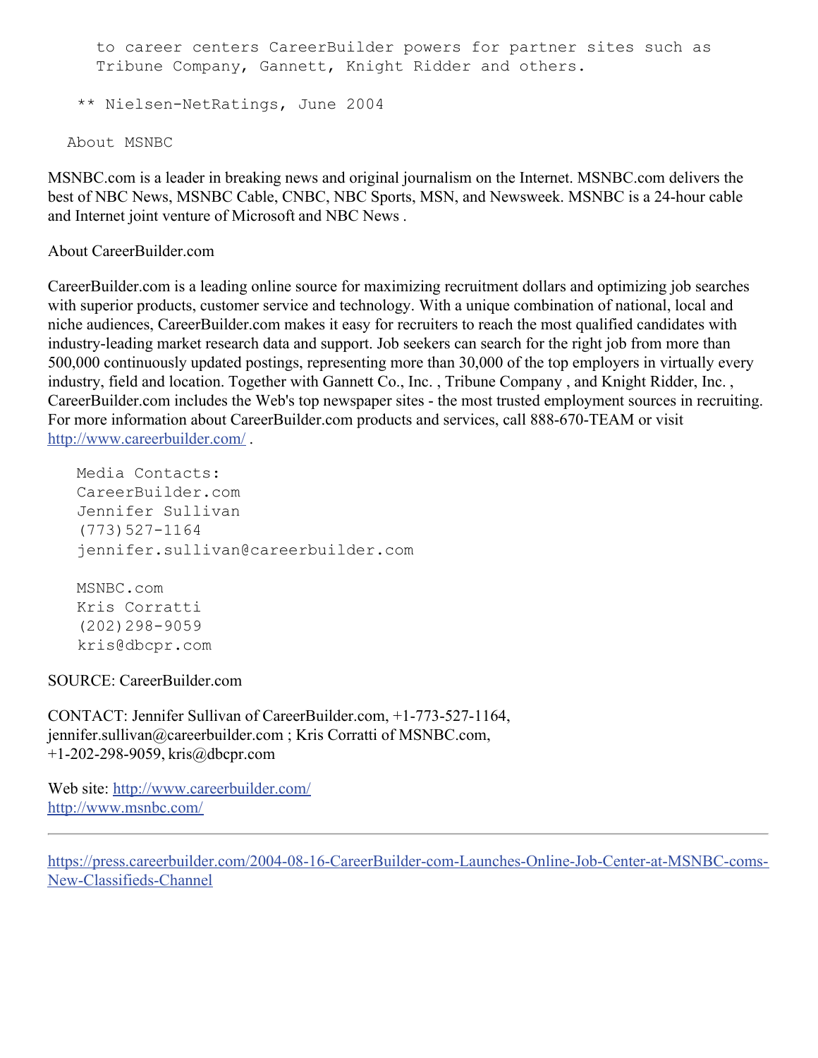to career centers CareerBuilder powers for partner sites such as Tribune Company, Gannett, Knight Ridder and others.

** Nielsen-NetRatings, June 2004

About MSNBC

MSNBC.com is a leader in breaking news and original journalism on the Internet. MSNBC.com delivers the best of NBC News, MSNBC Cable, CNBC, NBC Sports, MSN, and Newsweek. MSNBC is a 24-hour cable and Internet joint venture of Microsoft and NBC News .

About CareerBuilder.com

CareerBuilder.com is a leading online source for maximizing recruitment dollars and optimizing job searches with superior products, customer service and technology. With a unique combination of national, local and niche audiences, CareerBuilder.com makes it easy for recruiters to reach the most qualified candidates with industry-leading market research data and support. Job seekers can search for the right job from more than 500,000 continuously updated postings, representing more than 30,000 of the top employers in virtually every industry, field and location. Together with Gannett Co., Inc. , Tribune Company , and Knight Ridder, Inc. , CareerBuilder.com includes the Web's top newspaper sites - the most trusted employment sources in recruiting. For more information about CareerBuilder.com products and services, call 888-670-TEAM or visit http://www.careerbuilder.com/ .

Media Contacts:
CareerBuilder.com
Jennifer Sullivan
(773)527-1164
jennifer.sullivan@careerbuilder.com

MSNBC.com
Kris Corratti
(202)298-9059
kris@dbcpr.com

SOURCE: CareerBuilder.com

CONTACT: Jennifer Sullivan of CareerBuilder.com, +1-773-527-1164, jennifer.sullivan@careerbuilder.com ; Kris Corratti of MSNBC.com, +1-202-298-9059, kris@dbcpr.com

Web site: http://www.careerbuilder.com/
http://www.msnbc.com/

---

https://press.careerbuilder.com/2004-08-16-CareerBuilder-com-Launches-Online-Job-Center-at-MSNBC-coms-New-Classifieds-Channel